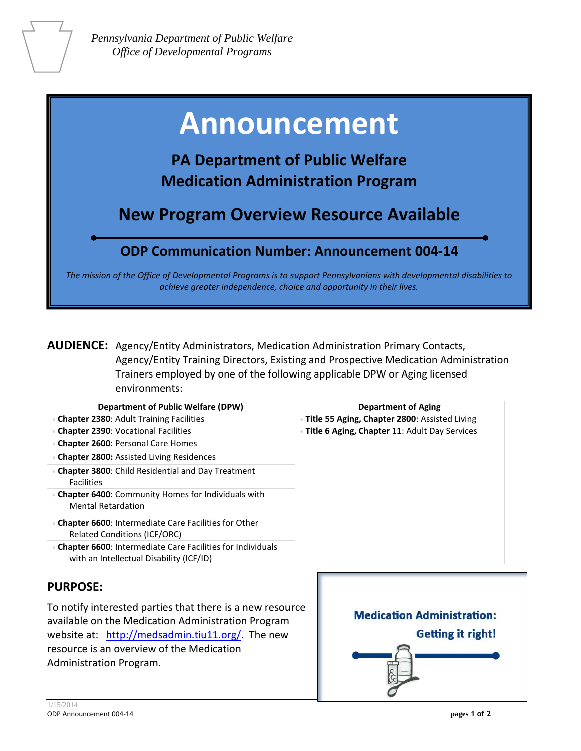*Pennsylvania Department of Public Welfare*
*Office of Developmental Programs*

# Announcement

## PA Department of Public Welfare Medication Administration Program

## New Program Overview Resource Available

### ODP Communication Number: Announcement 004-14

*The mission of the Office of Developmental Programs is to support Pennsylvanians with developmental disabilities to achieve greater independence, choice and opportunity in their lives.*

**AUDIENCE:** Agency/Entity Administrators, Medication Administration Primary Contacts, Agency/Entity Training Directors, Existing and Prospective Medication Administration Trainers employed by one of the following applicable DPW or Aging licensed environments:

| Department of Public Welfare (DPW) | Department of Aging |
|---|---|
| **Chapter 2380**: Adult Training Facilities | **Title 55 Aging, Chapter 2800**: Assisted Living |
| **Chapter 2390**: Vocational Facilities | **Title 6 Aging, Chapter 11**: Adult Day Services |
| **Chapter 2600**: Personal Care Homes | |
| **Chapter 2800:** Assisted Living Residences | |
| **Chapter 3800**: Child Residential and Day Treatment Facilities | |
| **Chapter 6400**: Community Homes for Individuals with Mental Retardation | |
| **Chapter 6600**: Intermediate Care Facilities for Other Related Conditions (ICF/ORC) | |
| **Chapter 6600**: Intermediate Care Facilities for Individuals with an Intellectual Disability (ICF/ID) | |

## PURPOSE:

To notify interested parties that there is a new resource available on the Medication Administration Program website at: http://medsadmin.tiu11.org/. The new resource is an overview of the Medication Administration Program.

**Medication Administration: Getting it right!**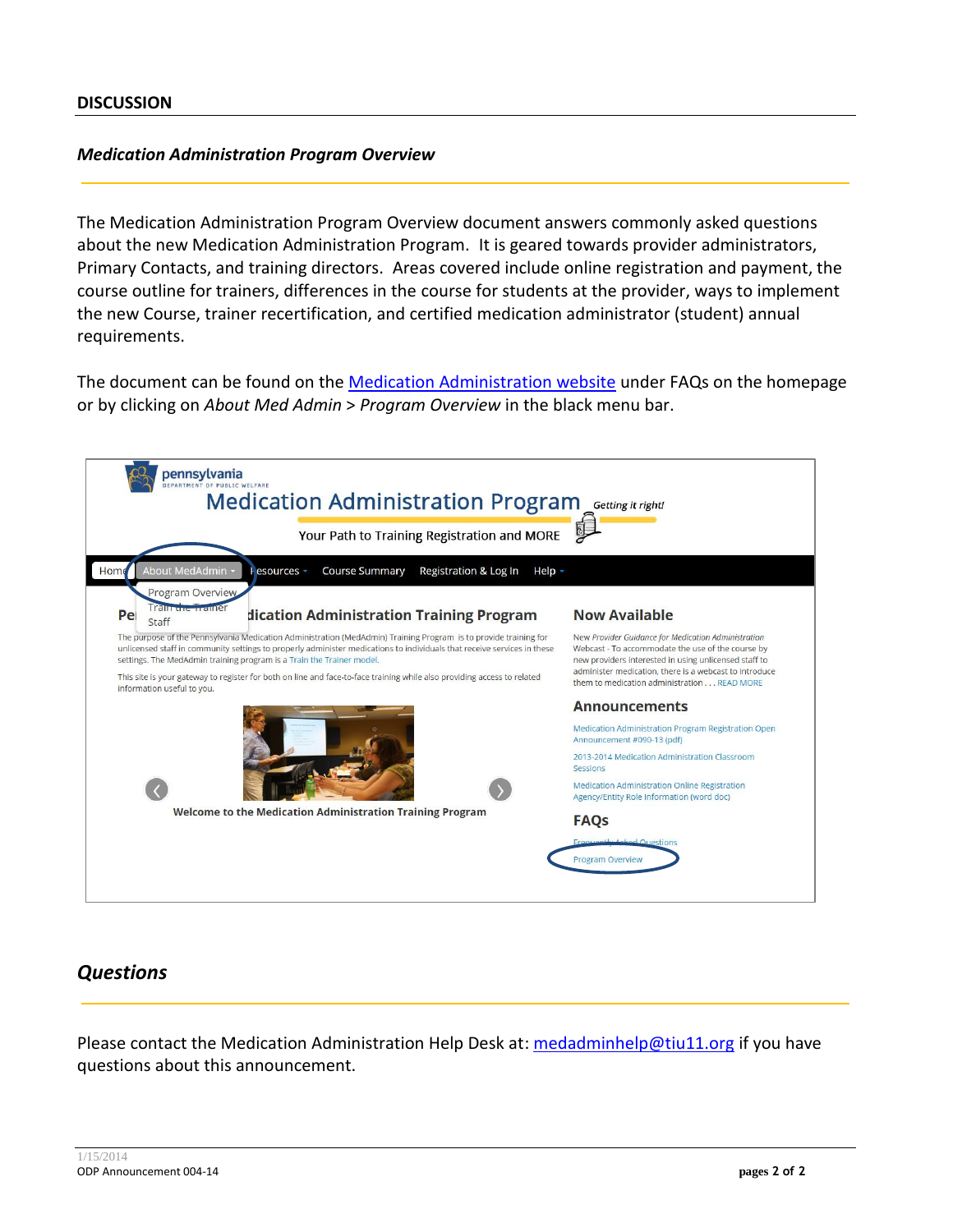## DISCUSSION

### *Medication Administration Program Overview*

The Medication Administration Program Overview document answers commonly asked questions about the new Medication Administration Program. It is geared towards provider administrators, Primary Contacts, and training directors. Areas covered include online registration and payment, the course outline for trainers, differences in the course for students at the provider, ways to implement the new Course, trainer recertification, and certified medication administrator (student) annual requirements.

The document can be found on the Medication Administration website under FAQs on the homepage or by clicking on *About Med Admin > Program Overview* in the black menu bar.

### *Questions*

Please contact the Medication Administration Help Desk at: medadminhelp@tiu11.org if you have questions about this announcement.